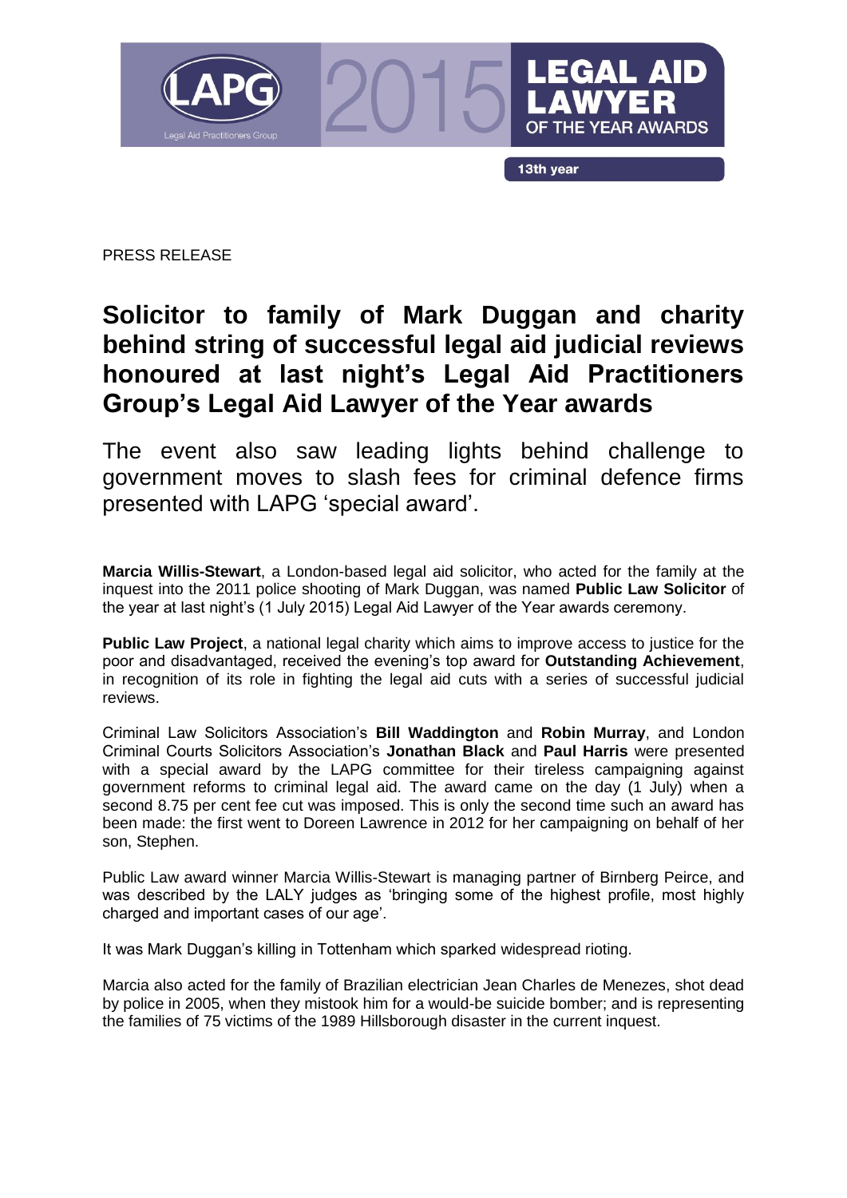LAPG

Legal Aid Practitioners Group

2015 LEGAL AID LAWYER OF THE YEAR AWARDS

13th year

PRESS RELEASE

# Solicitor to family of Mark Duggan and charity behind string of successful legal aid judicial reviews honoured at last night's Legal Aid Practitioners Group's Legal Aid Lawyer of the Year awards

The event also saw leading lights behind challenge to government moves to slash fees for criminal defence firms presented with LAPG 'special award'.

**Marcia Willis-Stewart**, a London-based legal aid solicitor, who acted for the family at the inquest into the 2011 police shooting of Mark Duggan, was named **Public Law Solicitor** of the year at last night's (1 July 2015) Legal Aid Lawyer of the Year awards ceremony.

**Public Law Project**, a national legal charity which aims to improve access to justice for the poor and disadvantaged, received the evening's top award for **Outstanding Achievement**, in recognition of its role in fighting the legal aid cuts with a series of successful judicial reviews.

Criminal Law Solicitors Association's **Bill Waddington** and **Robin Murray**, and London Criminal Courts Solicitors Association's **Jonathan Black** and **Paul Harris** were presented with a special award by the LAPG committee for their tireless campaigning against government reforms to criminal legal aid. The award came on the day (1 July) when a second 8.75 per cent fee cut was imposed. This is only the second time such an award has been made: the first went to Doreen Lawrence in 2012 for her campaigning on behalf of her son, Stephen.

Public Law award winner Marcia Willis-Stewart is managing partner of Birnberg Peirce, and was described by the LALY judges as 'bringing some of the highest profile, most highly charged and important cases of our age'.

It was Mark Duggan's killing in Tottenham which sparked widespread rioting.

Marcia also acted for the family of Brazilian electrician Jean Charles de Menezes, shot dead by police in 2005, when they mistook him for a would-be suicide bomber; and is representing the families of 75 victims of the 1989 Hillsborough disaster in the current inquest.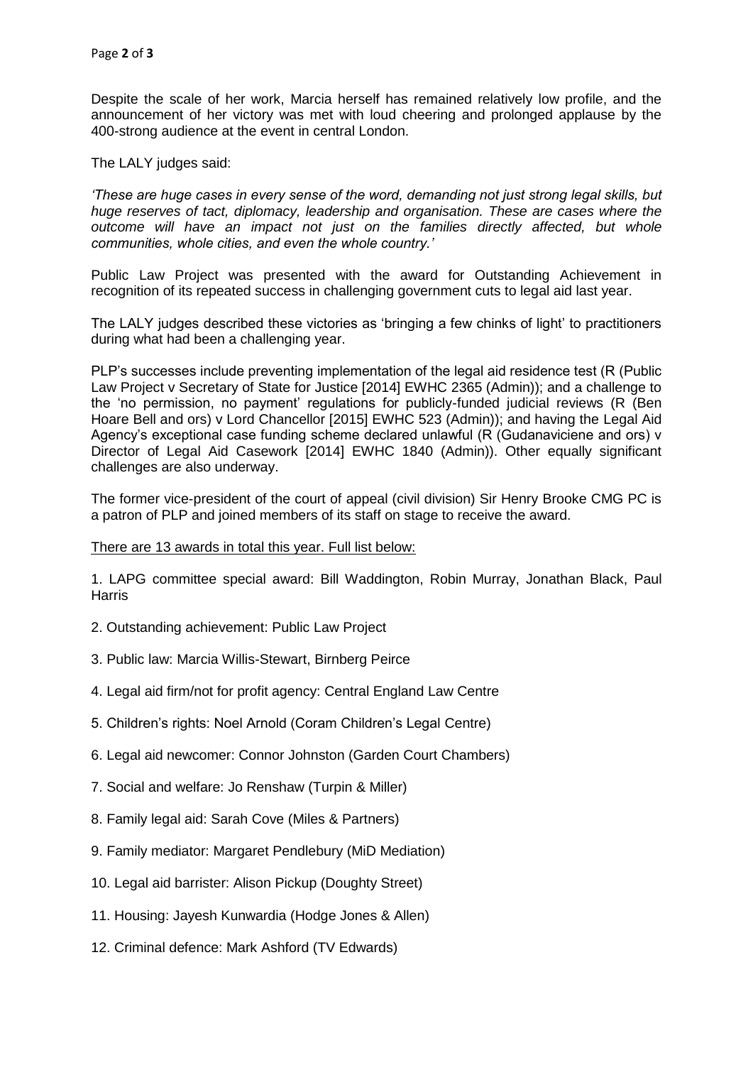Despite the scale of her work, Marcia herself has remained relatively low profile, and the announcement of her victory was met with loud cheering and prolonged applause by the 400-strong audience at the event in central London.

The LALY judges said:

*'These are huge cases in every sense of the word, demanding not just strong legal skills, but huge reserves of tact, diplomacy, leadership and organisation. These are cases where the outcome will have an impact not just on the families directly affected, but whole communities, whole cities, and even the whole country.'*

Public Law Project was presented with the award for Outstanding Achievement in recognition of its repeated success in challenging government cuts to legal aid last year.

The LALY judges described these victories as 'bringing a few chinks of light' to practitioners during what had been a challenging year.

PLP's successes include preventing implementation of the legal aid residence test (R (Public Law Project v Secretary of State for Justice [2014] EWHC 2365 (Admin)); and a challenge to the 'no permission, no payment' regulations for publicly-funded judicial reviews (R (Ben Hoare Bell and ors) v Lord Chancellor [2015] EWHC 523 (Admin)); and having the Legal Aid Agency's exceptional case funding scheme declared unlawful (R (Gudanaviciene and ors) v Director of Legal Aid Casework [2014] EWHC 1840 (Admin)). Other equally significant challenges are also underway.

The former vice-president of the court of appeal (civil division) Sir Henry Brooke CMG PC is a patron of PLP and joined members of its staff on stage to receive the award.

<u>There are 13 awards in total this year. Full list below:</u>

1. LAPG committee special award: Bill Waddington, Robin Murray, Jonathan Black, Paul Harris

2. Outstanding achievement: Public Law Project

3. Public law: Marcia Willis-Stewart, Birnberg Peirce

4. Legal aid firm/not for profit agency: Central England Law Centre

5. Children's rights: Noel Arnold (Coram Children's Legal Centre)

6. Legal aid newcomer: Connor Johnston (Garden Court Chambers)

7. Social and welfare: Jo Renshaw (Turpin & Miller)

8. Family legal aid: Sarah Cove (Miles & Partners)

9. Family mediator: Margaret Pendlebury (MiD Mediation)

10. Legal aid barrister: Alison Pickup (Doughty Street)

11. Housing: Jayesh Kunwardia (Hodge Jones & Allen)

12. Criminal defence: Mark Ashford (TV Edwards)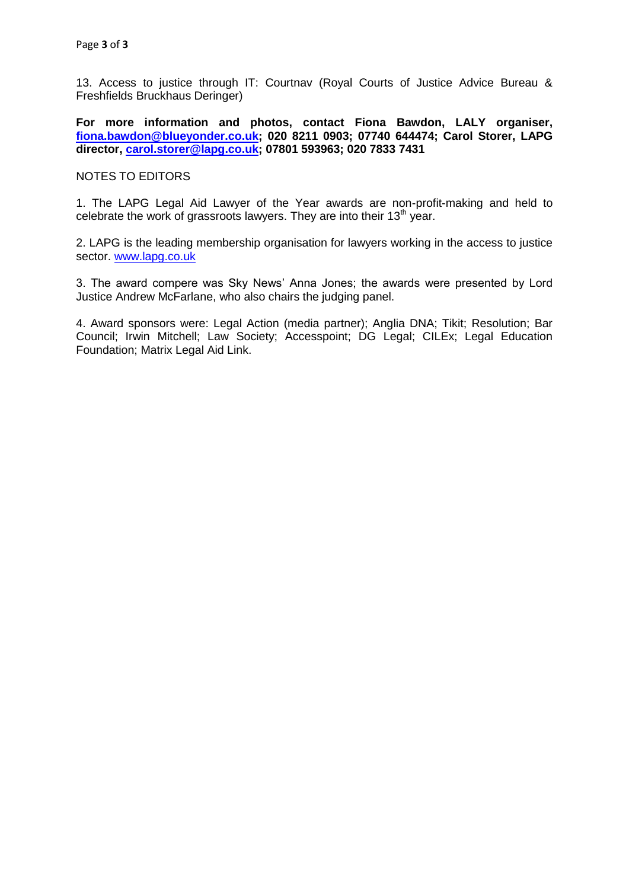13. Access to justice through IT: Courtnav (Royal Courts of Justice Advice Bureau & Freshfields Bruckhaus Deringer)

**For more information and photos, contact Fiona Bawdon, LALY organiser, fiona.bawdon@blueyonder.co.uk; 020 8211 0903; 07740 644474; Carol Storer, LAPG director, carol.storer@lapg.co.uk; 07801 593963; 020 7833 7431**

NOTES TO EDITORS

1. The LAPG Legal Aid Lawyer of the Year awards are non-profit-making and held to celebrate the work of grassroots lawyers. They are into their 13th year.

2. LAPG is the leading membership organisation for lawyers working in the access to justice sector. www.lapg.co.uk

3. The award compere was Sky News' Anna Jones; the awards were presented by Lord Justice Andrew McFarlane, who also chairs the judging panel.

4. Award sponsors were: Legal Action (media partner); Anglia DNA; Tikit; Resolution; Bar Council; Irwin Mitchell; Law Society; Accesspoint; DG Legal; CILEx; Legal Education Foundation; Matrix Legal Aid Link.